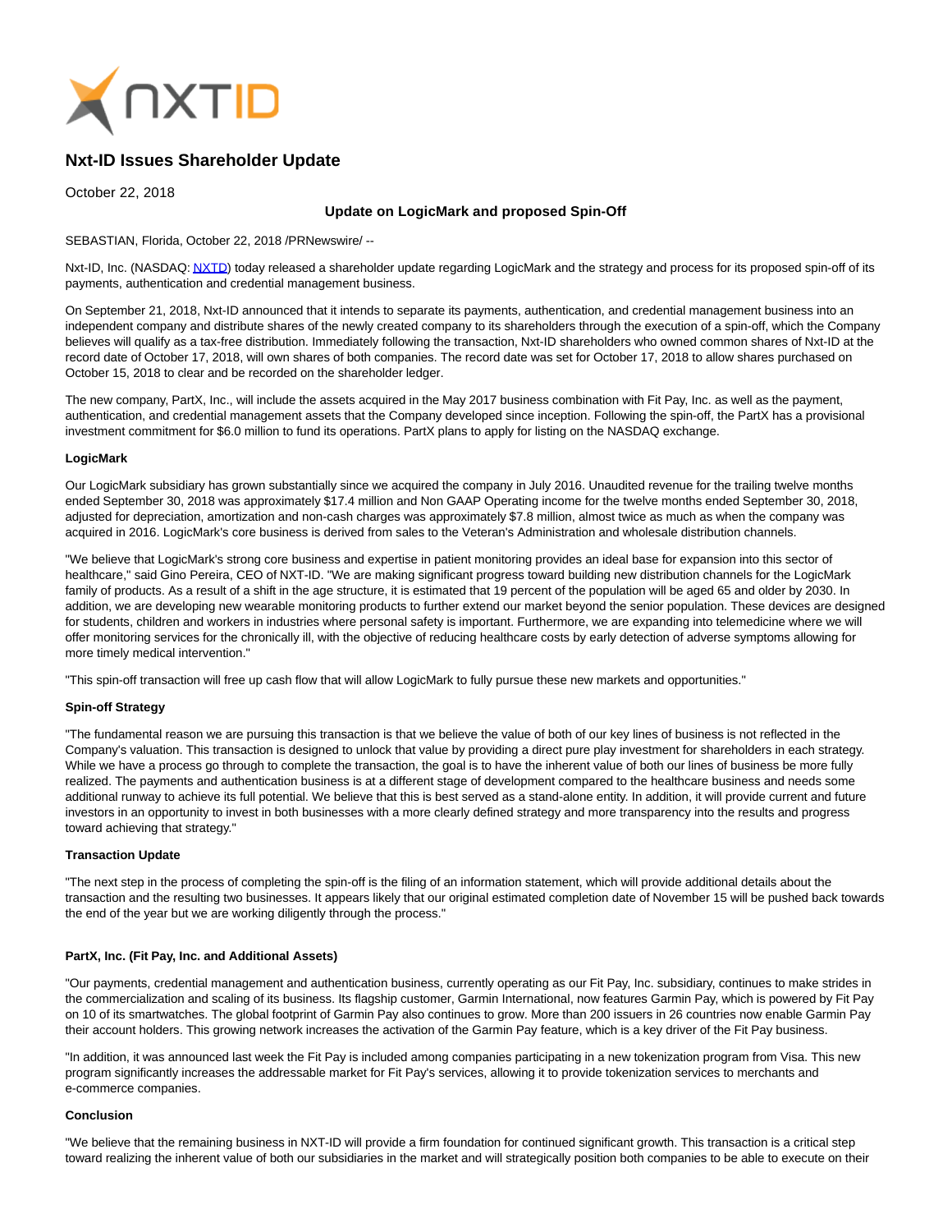# Nxt-ID Issues Shareholder Update

October 22, 2018

**Update on LogicMark and proposed Spin-Off**

SEBASTIAN, Florida, October 22, 2018 /PRNewswire/ --

Nxt-ID, Inc. (NASDAQ: NXTD) today released a shareholder update regarding LogicMark and the strategy and process for its proposed spin-off of its payments, authentication and credential management business.

On September 21, 2018, Nxt-ID announced that it intends to separate its payments, authentication, and credential management business into an independent company and distribute shares of the newly created company to its shareholders through the execution of a spin-off, which the Company believes will qualify as a tax-free distribution. Immediately following the transaction, Nxt-ID shareholders who owned common shares of Nxt-ID at the record date of October 17, 2018, will own shares of both companies. The record date was set for October 17, 2018 to allow shares purchased on October 15, 2018 to clear and be recorded on the shareholder ledger.

The new company, PartX, Inc., will include the assets acquired in the May 2017 business combination with Fit Pay, Inc. as well as the payment, authentication, and credential management assets that the Company developed since inception. Following the spin-off, the PartX has a provisional investment commitment for $6.0 million to fund its operations. PartX plans to apply for listing on the NASDAQ exchange.

**LogicMark**

Our LogicMark subsidiary has grown substantially since we acquired the company in July 2016. Unaudited revenue for the trailing twelve months ended September 30, 2018 was approximately $17.4 million and Non GAAP Operating income for the twelve months ended September 30, 2018, adjusted for depreciation, amortization and non-cash charges was approximately $7.8 million, almost twice as much as when the company was acquired in 2016. LogicMark's core business is derived from sales to the Veteran's Administration and wholesale distribution channels.

"We believe that LogicMark's strong core business and expertise in patient monitoring provides an ideal base for expansion into this sector of healthcare," said Gino Pereira, CEO of NXT-ID. "We are making significant progress toward building new distribution channels for the LogicMark family of products. As a result of a shift in the age structure, it is estimated that 19 percent of the population will be aged 65 and older by 2030. In addition, we are developing new wearable monitoring products to further extend our market beyond the senior population. These devices are designed for students, children and workers in industries where personal safety is important. Furthermore, we are expanding into telemedicine where we will offer monitoring services for the chronically ill, with the objective of reducing healthcare costs by early detection of adverse symptoms allowing for more timely medical intervention."

"This spin-off transaction will free up cash flow that will allow LogicMark to fully pursue these new markets and opportunities."

**Spin-off Strategy**

"The fundamental reason we are pursuing this transaction is that we believe the value of both of our key lines of business is not reflected in the Company's valuation. This transaction is designed to unlock that value by providing a direct pure play investment for shareholders in each strategy. While we have a process go through to complete the transaction, the goal is to have the inherent value of both our lines of business be more fully realized. The payments and authentication business is at a different stage of development compared to the healthcare business and needs some additional runway to achieve its full potential. We believe that this is best served as a stand-alone entity. In addition, it will provide current and future investors in an opportunity to invest in both businesses with a more clearly defined strategy and more transparency into the results and progress toward achieving that strategy."

**Transaction Update**

"The next step in the process of completing the spin-off is the filing of an information statement, which will provide additional details about the transaction and the resulting two businesses. It appears likely that our original estimated completion date of November 15 will be pushed back towards the end of the year but we are working diligently through the process."

**PartX, Inc. (Fit Pay, Inc. and Additional Assets)**

"Our payments, credential management and authentication business, currently operating as our Fit Pay, Inc. subsidiary, continues to make strides in the commercialization and scaling of its business. Its flagship customer, Garmin International, now features Garmin Pay, which is powered by Fit Pay on 10 of its smartwatches. The global footprint of Garmin Pay also continues to grow. More than 200 issuers in 26 countries now enable Garmin Pay their account holders. This growing network increases the activation of the Garmin Pay feature, which is a key driver of the Fit Pay business.

"In addition, it was announced last week the Fit Pay is included among companies participating in a new tokenization program from Visa. This new program significantly increases the addressable market for Fit Pay's services, allowing it to provide tokenization services to merchants and e-commerce companies.

**Conclusion**

"We believe that the remaining business in NXT-ID will provide a firm foundation for continued significant growth. This transaction is a critical step toward realizing the inherent value of both our subsidiaries in the market and will strategically position both companies to be able to execute on their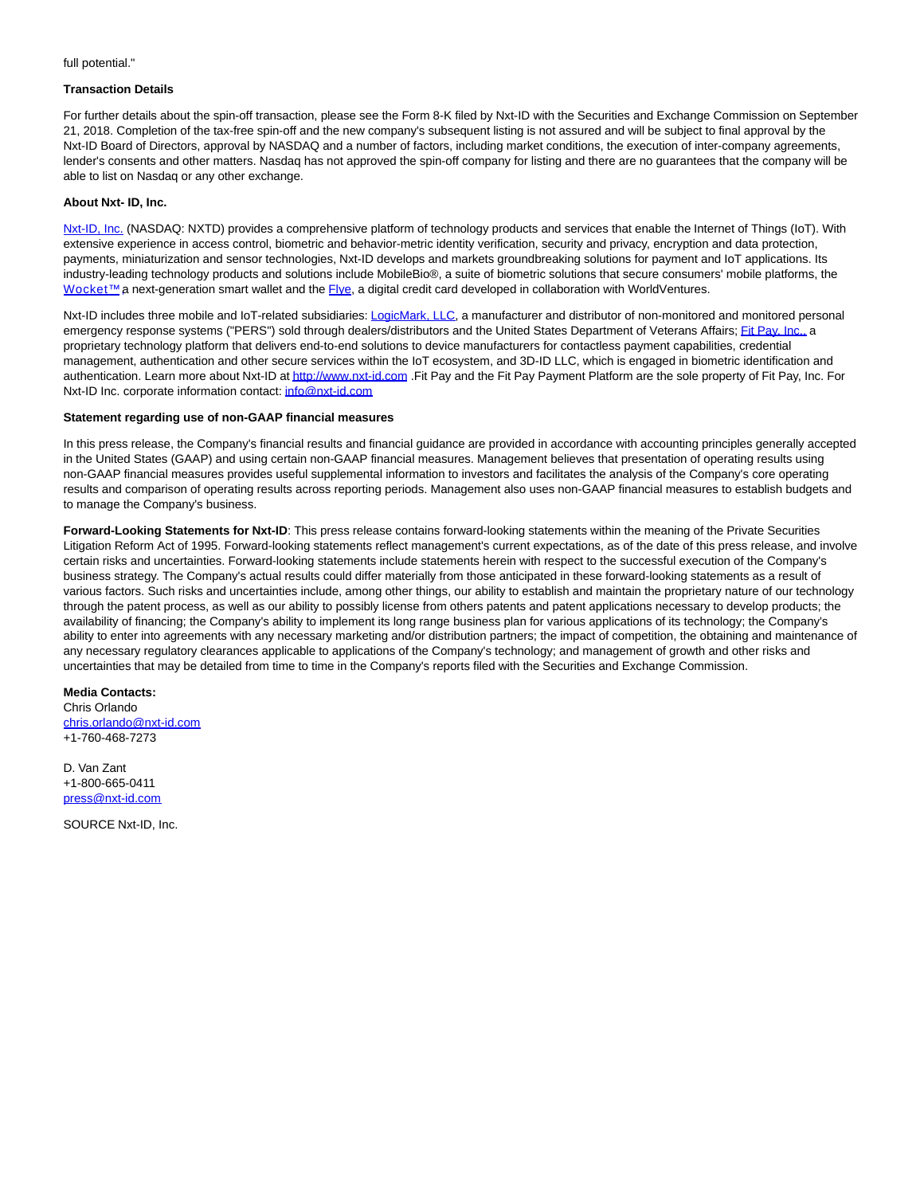full potential."

**Transaction Details**

For further details about the spin-off transaction, please see the Form 8-K filed by Nxt-ID with the Securities and Exchange Commission on September 21, 2018. Completion of the tax-free spin-off and the new company's subsequent listing is not assured and will be subject to final approval by the Nxt-ID Board of Directors, approval by NASDAQ and a number of factors, including market conditions, the execution of inter-company agreements, lender's consents and other matters. Nasdaq has not approved the spin-off company for listing and there are no guarantees that the company will be able to list on Nasdaq or any other exchange.

**About Nxt- ID, Inc.**

Nxt-ID, Inc. (NASDAQ: NXTD) provides a comprehensive platform of technology products and services that enable the Internet of Things (IoT). With extensive experience in access control, biometric and behavior-metric identity verification, security and privacy, encryption and data protection, payments, miniaturization and sensor technologies, Nxt-ID develops and markets groundbreaking solutions for payment and IoT applications. Its industry-leading technology products and solutions include MobileBio®, a suite of biometric solutions that secure consumers' mobile platforms, the Wocket™ a next-generation smart wallet and the Flye, a digital credit card developed in collaboration with WorldVentures.

Nxt-ID includes three mobile and IoT-related subsidiaries: LogicMark, LLC, a manufacturer and distributor of non-monitored and monitored personal emergency response systems ("PERS") sold through dealers/distributors and the United States Department of Veterans Affairs; Fit Pay, Inc., a proprietary technology platform that delivers end-to-end solutions to device manufacturers for contactless payment capabilities, credential management, authentication and other secure services within the IoT ecosystem, and 3D-ID LLC, which is engaged in biometric identification and authentication. Learn more about Nxt-ID at http://www.nxt-id.com .Fit Pay and the Fit Pay Payment Platform are the sole property of Fit Pay, Inc. For Nxt-ID Inc. corporate information contact: info@nxt-id.com

**Statement regarding use of non-GAAP financial measures**

In this press release, the Company's financial results and financial guidance are provided in accordance with accounting principles generally accepted in the United States (GAAP) and using certain non-GAAP financial measures. Management believes that presentation of operating results using non-GAAP financial measures provides useful supplemental information to investors and facilitates the analysis of the Company's core operating results and comparison of operating results across reporting periods. Management also uses non-GAAP financial measures to establish budgets and to manage the Company's business.

**Forward-Looking Statements for Nxt-ID**: This press release contains forward-looking statements within the meaning of the Private Securities Litigation Reform Act of 1995. Forward-looking statements reflect management's current expectations, as of the date of this press release, and involve certain risks and uncertainties. Forward-looking statements include statements herein with respect to the successful execution of the Company's business strategy. The Company's actual results could differ materially from those anticipated in these forward-looking statements as a result of various factors. Such risks and uncertainties include, among other things, our ability to establish and maintain the proprietary nature of our technology through the patent process, as well as our ability to possibly license from others patents and patent applications necessary to develop products; the availability of financing; the Company's ability to implement its long range business plan for various applications of its technology; the Company's ability to enter into agreements with any necessary marketing and/or distribution partners; the impact of competition, the obtaining and maintenance of any necessary regulatory clearances applicable to applications of the Company's technology; and management of growth and other risks and uncertainties that may be detailed from time to time in the Company's reports filed with the Securities and Exchange Commission.

**Media Contacts:**
Chris Orlando
chris.orlando@nxt-id.com
+1-760-468-7273

D. Van Zant
+1-800-665-0411
press@nxt-id.com

SOURCE Nxt-ID, Inc.